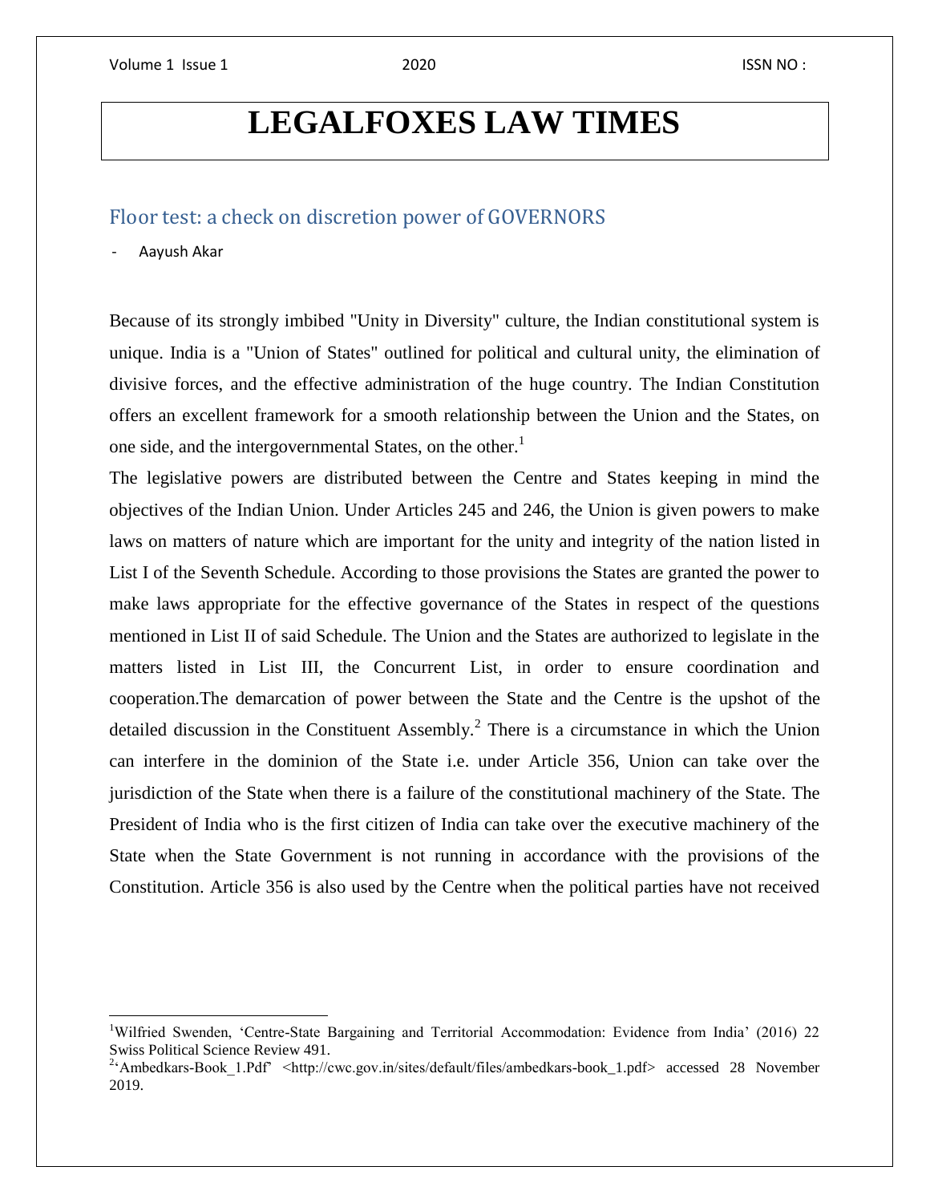# LEGALFOXES LAW TIMES

## Floor test: a check on discretion power of GOVERNORS

- Aayush Akar

Because of its strongly imbibed "Unity in Diversity" culture, the Indian constitutional system is unique. India is a "Union of States" outlined for political and cultural unity, the elimination of divisive forces, and the effective administration of the huge country. The Indian Constitution offers an excellent framework for a smooth relationship between the Union and the States, on one side, and the intergovernmental States, on the other.[1]

The legislative powers are distributed between the Centre and States keeping in mind the objectives of the Indian Union. Under Articles 245 and 246, the Union is given powers to make laws on matters of nature which are important for the unity and integrity of the nation listed in List I of the Seventh Schedule. According to those provisions the States are granted the power to make laws appropriate for the effective governance of the States in respect of the questions mentioned in List II of said Schedule. The Union and the States are authorized to legislate in the matters listed in List III, the Concurrent List, in order to ensure coordination and cooperation.The demarcation of power between the State and the Centre is the upshot of the detailed discussion in the Constituent Assembly.[2] There is a circumstance in which the Union can interfere in the dominion of the State i.e. under Article 356, Union can take over the jurisdiction of the State when there is a failure of the constitutional machinery of the State. The President of India who is the first citizen of India can take over the executive machinery of the State when the State Government is not running in accordance with the provisions of the Constitution. Article 356 is also used by the Centre when the political parties have not received

---

[1] Wilfried Swenden, 'Centre-State Bargaining and Territorial Accommodation: Evidence from India' (2016) 22 Swiss Political Science Review 491.

[2] 'Ambedkars-Book_1.Pdf' <http://cwc.gov.in/sites/default/files/ambedkars-book_1.pdf> accessed 28 November 2019.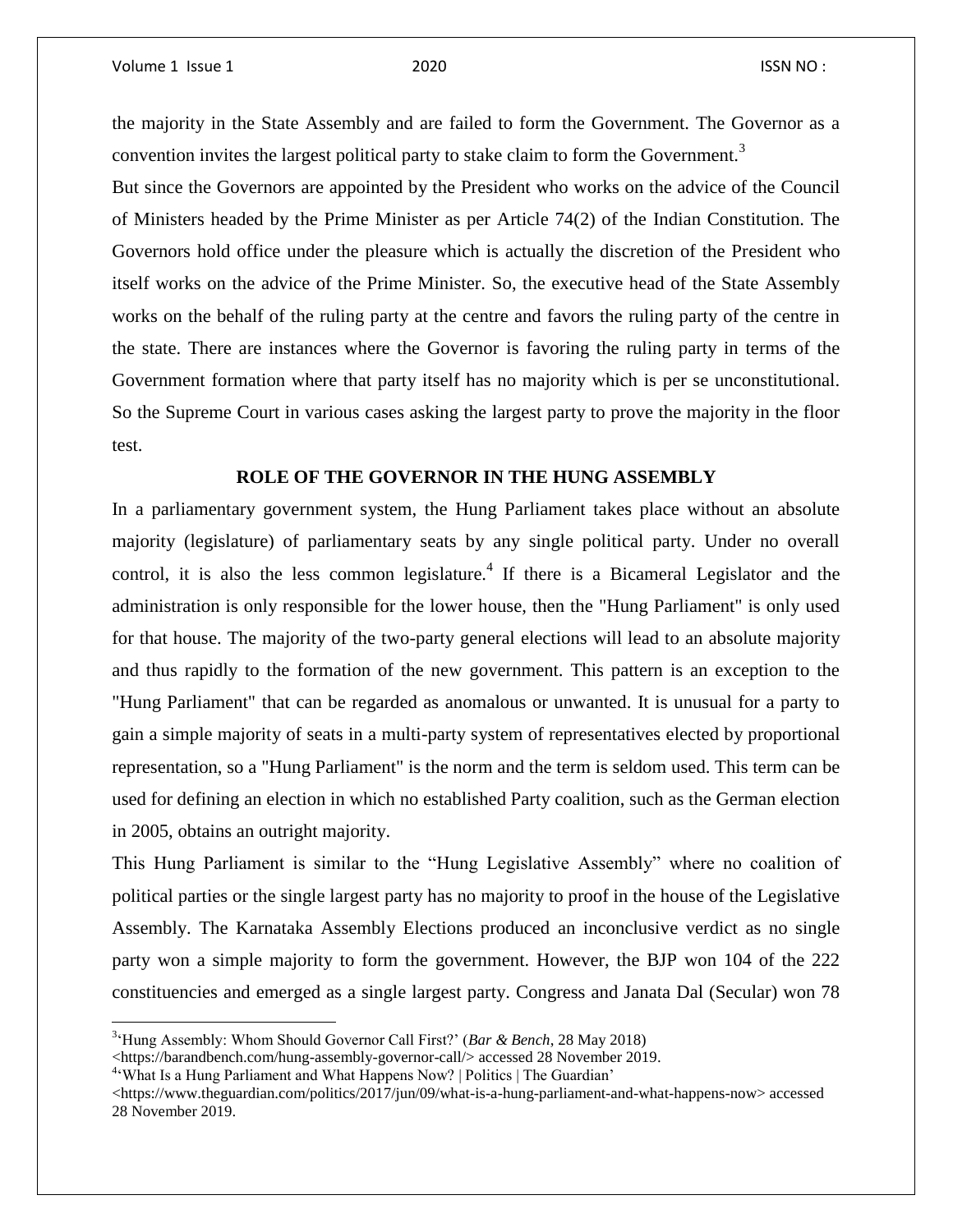the majority in the State Assembly and are failed to form the Government. The Governor as a convention invites the largest political party to stake claim to form the Government.[3]

But since the Governors are appointed by the President who works on the advice of the Council of Ministers headed by the Prime Minister as per Article 74(2) of the Indian Constitution. The Governors hold office under the pleasure which is actually the discretion of the President who itself works on the advice of the Prime Minister. So, the executive head of the State Assembly works on the behalf of the ruling party at the centre and favors the ruling party of the centre in the state. There are instances where the Governor is favoring the ruling party in terms of the Government formation where that party itself has no majority which is per se unconstitutional. So the Supreme Court in various cases asking the largest party to prove the majority in the floor test.

## ROLE OF THE GOVERNOR IN THE HUNG ASSEMBLY

In a parliamentary government system, the Hung Parliament takes place without an absolute majority (legislature) of parliamentary seats by any single political party. Under no overall control, it is also the less common legislature.[4] If there is a Bicameral Legislator and the administration is only responsible for the lower house, then the "Hung Parliament" is only used for that house. The majority of the two-party general elections will lead to an absolute majority and thus rapidly to the formation of the new government. This pattern is an exception to the "Hung Parliament" that can be regarded as anomalous or unwanted. It is unusual for a party to gain a simple majority of seats in a multi-party system of representatives elected by proportional representation, so a "Hung Parliament" is the norm and the term is seldom used. This term can be used for defining an election in which no established Party coalition, such as the German election in 2005, obtains an outright majority.

This Hung Parliament is similar to the "Hung Legislative Assembly" where no coalition of political parties or the single largest party has no majority to proof in the house of the Legislative Assembly. The Karnataka Assembly Elections produced an inconclusive verdict as no single party won a simple majority to form the government. However, the BJP won 104 of the 222 constituencies and emerged as a single largest party. Congress and Janata Dal (Secular) won 78

---

[3] 'Hung Assembly: Whom Should Governor Call First?' (*Bar & Bench*, 28 May 2018) <https://barandbench.com/hung-assembly-governor-call/> accessed 28 November 2019.

[4] 'What Is a Hung Parliament and What Happens Now? | Politics | The Guardian' <https://www.theguardian.com/politics/2017/jun/09/what-is-a-hung-parliament-and-what-happens-now> accessed 28 November 2019.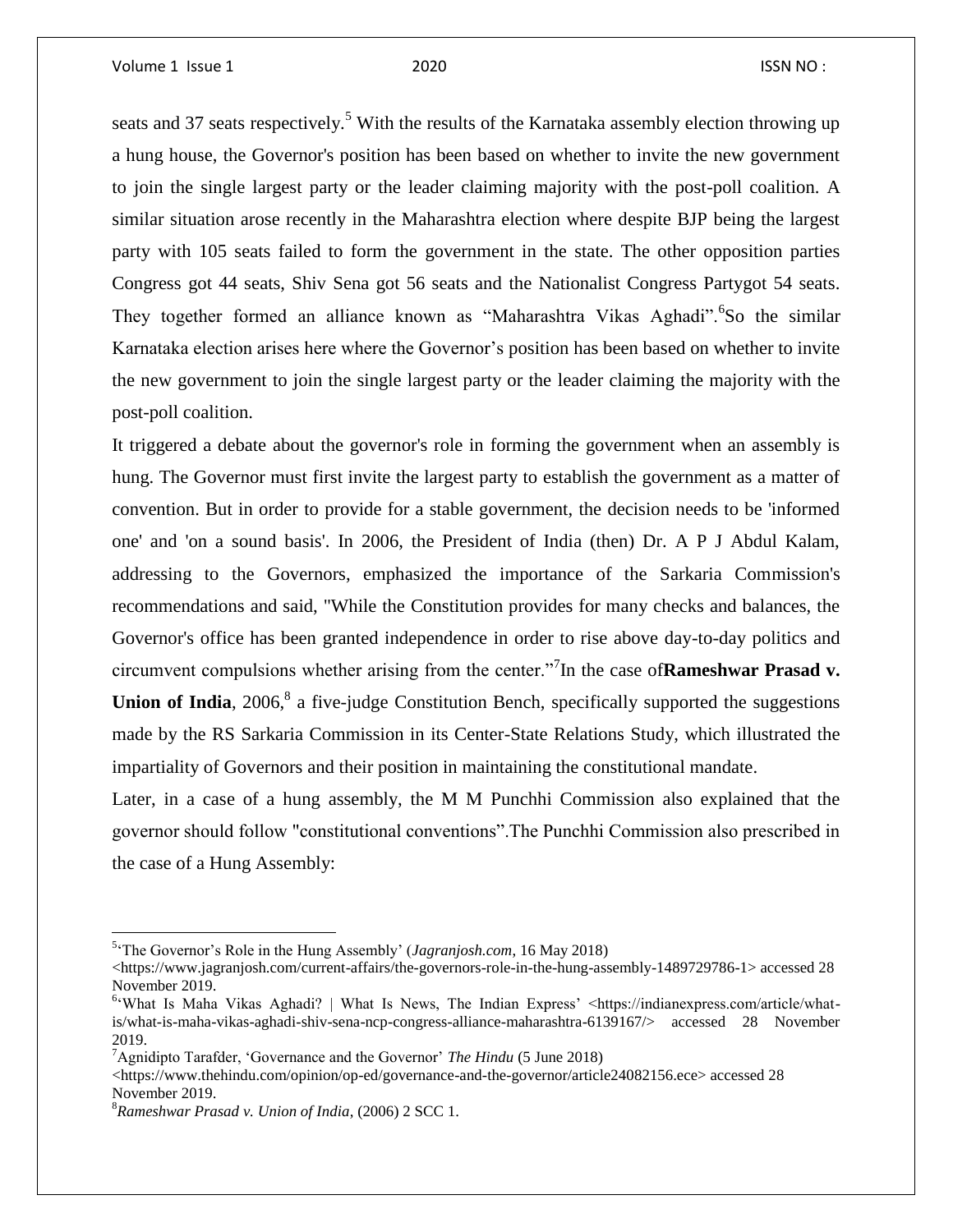seats and 37 seats respectively.[5] With the results of the Karnataka assembly election throwing up a hung house, the Governor's position has been based on whether to invite the new government to join the single largest party or the leader claiming majority with the post-poll coalition. A similar situation arose recently in the Maharashtra election where despite BJP being the largest party with 105 seats failed to form the government in the state. The other opposition parties Congress got 44 seats, Shiv Sena got 56 seats and the Nationalist Congress Partygot 54 seats. They together formed an alliance known as "Maharashtra Vikas Aghadi".[6]So the similar Karnataka election arises here where the Governor's position has been based on whether to invite the new government to join the single largest party or the leader claiming the majority with the post-poll coalition.

It triggered a debate about the governor's role in forming the government when an assembly is hung. The Governor must first invite the largest party to establish the government as a matter of convention. But in order to provide for a stable government, the decision needs to be 'informed one' and 'on a sound basis'. In 2006, the President of India (then) Dr. A P J Abdul Kalam, addressing to the Governors, emphasized the importance of the Sarkaria Commission's recommendations and said, "While the Constitution provides for many checks and balances, the Governor's office has been granted independence in order to rise above day-to-day politics and circumvent compulsions whether arising from the center."[7]In the case of**Rameshwar Prasad v. Union of India**, 2006,[8] a five-judge Constitution Bench, specifically supported the suggestions made by the RS Sarkaria Commission in its Center-State Relations Study, which illustrated the impartiality of Governors and their position in maintaining the constitutional mandate.

Later, in a case of a hung assembly, the M M Punchhi Commission also explained that the governor should follow "constitutional conventions".The Punchhi Commission also prescribed in the case of a Hung Assembly:

---

[5]'The Governor's Role in the Hung Assembly' (*Jagranjosh.com*, 16 May 2018) <https://www.jagranjosh.com/current-affairs/the-governors-role-in-the-hung-assembly-1489729786-1> accessed 28 November 2019.

[6]'What Is Maha Vikas Aghadi? | What Is News, The Indian Express' <https://indianexpress.com/article/what-is/what-is-maha-vikas-aghadi-shiv-sena-ncp-congress-alliance-maharashtra-6139167/> accessed 28 November 2019.

[7]Agnidipto Tarafder, 'Governance and the Governor' *The Hindu* (5 June 2018) <https://www.thehindu.com/opinion/op-ed/governance-and-the-governor/article24082156.ece> accessed 28 November 2019.

[8]*Rameshwar Prasad v. Union of India*, (2006) 2 SCC 1.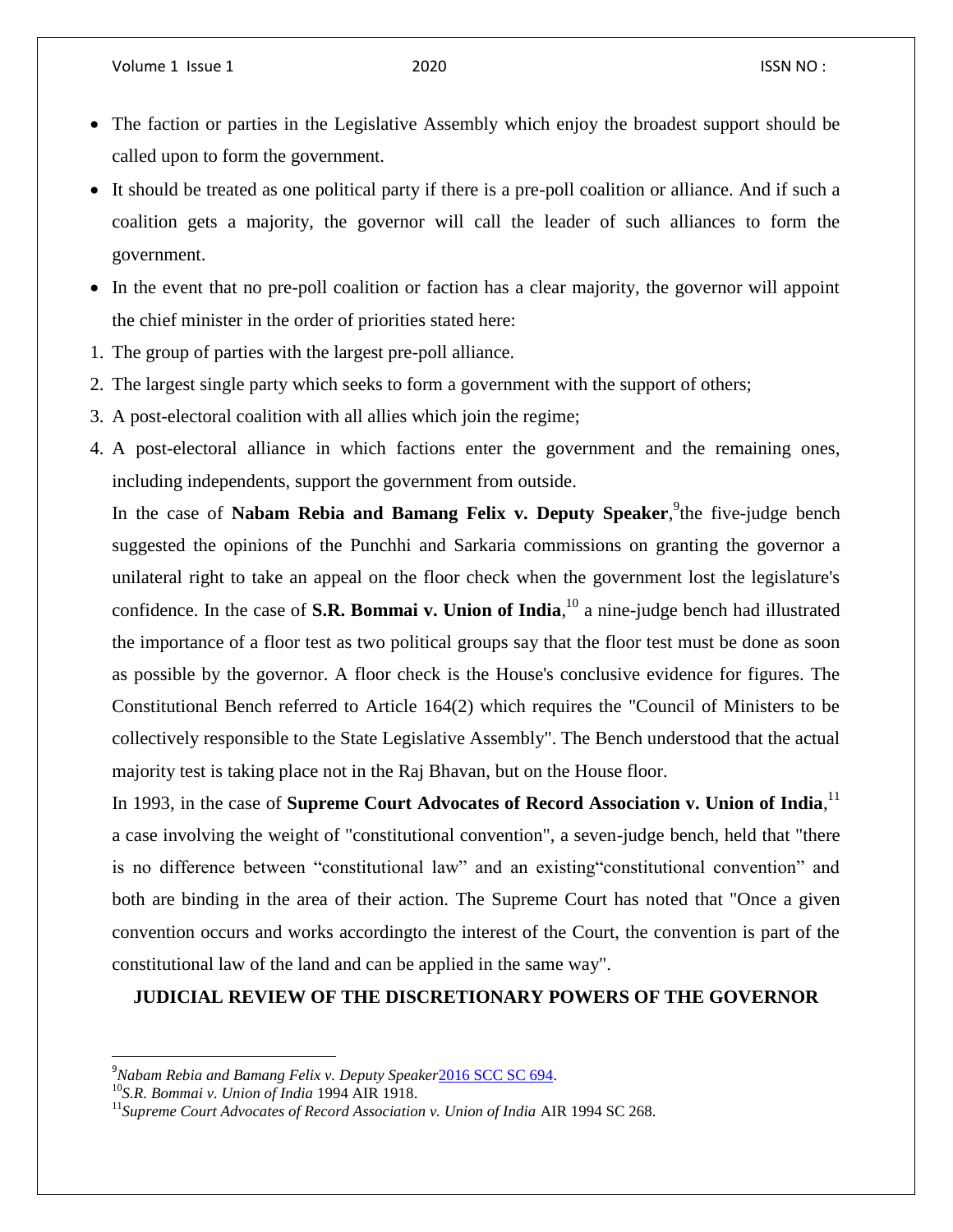- The faction or parties in the Legislative Assembly which enjoy the broadest support should be called upon to form the government.
- It should be treated as one political party if there is a pre-poll coalition or alliance. And if such a coalition gets a majority, the governor will call the leader of such alliances to form the government.
- In the event that no pre-poll coalition or faction has a clear majority, the governor will appoint the chief minister in the order of priorities stated here:

1. The group of parties with the largest pre-poll alliance.
2. The largest single party which seeks to form a government with the support of others;
3. A post-electoral coalition with all allies which join the regime;
4. A post-electoral alliance in which factions enter the government and the remaining ones, including independents, support the government from outside.

In the case of **Nabam Rebia and Bamang Felix v. Deputy Speaker**,[9]the five-judge bench suggested the opinions of the Punchhi and Sarkaria commissions on granting the governor a unilateral right to take an appeal on the floor check when the government lost the legislature's confidence. In the case of **S.R. Bommai v. Union of India**,[10] a nine-judge bench had illustrated the importance of a floor test as two political groups say that the floor test must be done as soon as possible by the governor. A floor check is the House's conclusive evidence for figures. The Constitutional Bench referred to Article 164(2) which requires the "Council of Ministers to be collectively responsible to the State Legislative Assembly". The Bench understood that the actual majority test is taking place not in the Raj Bhavan, but on the House floor.

In 1993, in the case of **Supreme Court Advocates of Record Association v. Union of India**,[11] a case involving the weight of "constitutional convention", a seven-judge bench, held that "there is no difference between "constitutional law" and an existing"constitutional convention" and both are binding in the area of their action. The Supreme Court has noted that "Once a given convention occurs and works accordingto the interest of the Court, the convention is part of the constitutional law of the land and can be applied in the same way".

**JUDICIAL REVIEW OF THE DISCRETIONARY POWERS OF THE GOVERNOR**

---

[9]*Nabam Rebia and Bamang Felix v. Deputy Speaker*2016 SCC SC 694.

[10]*S.R. Bommai v. Union of India* 1994 AIR 1918.

[11]*Supreme Court Advocates of Record Association v. Union of India* AIR 1994 SC 268.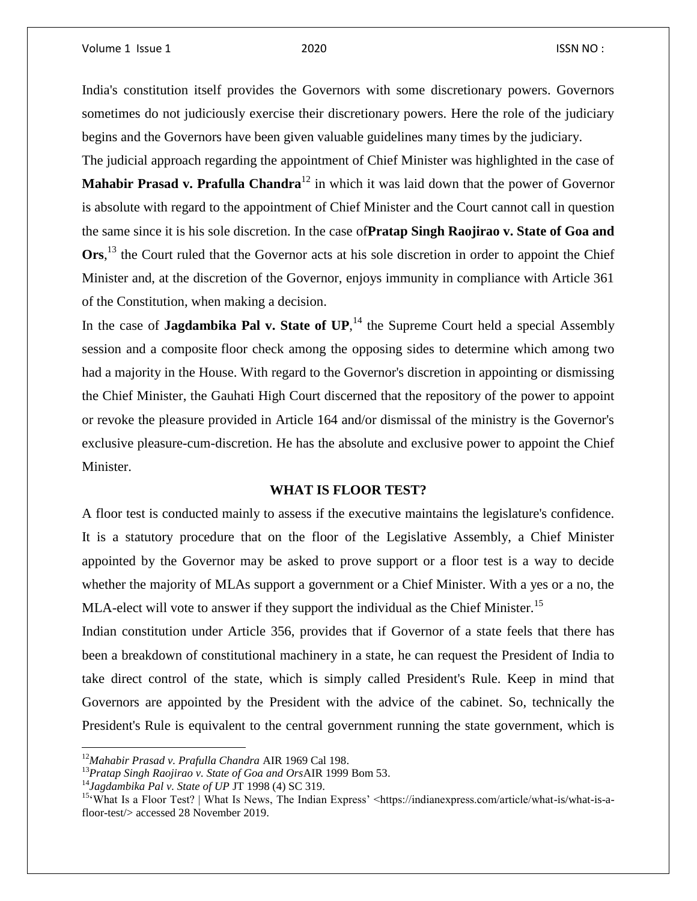India's constitution itself provides the Governors with some discretionary powers. Governors sometimes do not judiciously exercise their discretionary powers. Here the role of the judiciary begins and the Governors have been given valuable guidelines many times by the judiciary.

The judicial approach regarding the appointment of Chief Minister was highlighted in the case of **Mahabir Prasad v. Prafulla Chandra**[12] in which it was laid down that the power of Governor is absolute with regard to the appointment of Chief Minister and the Court cannot call in question the same since it is his sole discretion. In the case of**Pratap Singh Raojirao v. State of Goa and Ors**,[13] the Court ruled that the Governor acts at his sole discretion in order to appoint the Chief Minister and, at the discretion of the Governor, enjoys immunity in compliance with Article 361 of the Constitution, when making a decision.

In the case of **Jagdambika Pal v. State of UP**,[14] the Supreme Court held a special Assembly session and a composite floor check among the opposing sides to determine which among two had a majority in the House. With regard to the Governor's discretion in appointing or dismissing the Chief Minister, the Gauhati High Court discerned that the repository of the power to appoint or revoke the pleasure provided in Article 164 and/or dismissal of the ministry is the Governor's exclusive pleasure-cum-discretion. He has the absolute and exclusive power to appoint the Chief Minister.

## WHAT IS FLOOR TEST?

A floor test is conducted mainly to assess if the executive maintains the legislature's confidence. It is a statutory procedure that on the floor of the Legislative Assembly, a Chief Minister appointed by the Governor may be asked to prove support or a floor test is a way to decide whether the majority of MLAs support a government or a Chief Minister. With a yes or a no, the MLA-elect will vote to answer if they support the individual as the Chief Minister.[15]

Indian constitution under Article 356, provides that if Governor of a state feels that there has been a breakdown of constitutional machinery in a state, he can request the President of India to take direct control of the state, which is simply called President's Rule. Keep in mind that Governors are appointed by the President with the advice of the cabinet. So, technically the President's Rule is equivalent to the central government running the state government, which is

---

[12] *Mahabir Prasad v. Prafulla Chandra* AIR 1969 Cal 198.

[13] *Pratap Singh Raojirao v. State of Goa and Ors*AIR 1999 Bom 53.

[14] *Jagdambika Pal v. State of UP* JT 1998 (4) SC 319.

[15] 'What Is a Floor Test? | What Is News, The Indian Express' <https://indianexpress.com/article/what-is/what-is-a-floor-test/> accessed 28 November 2019.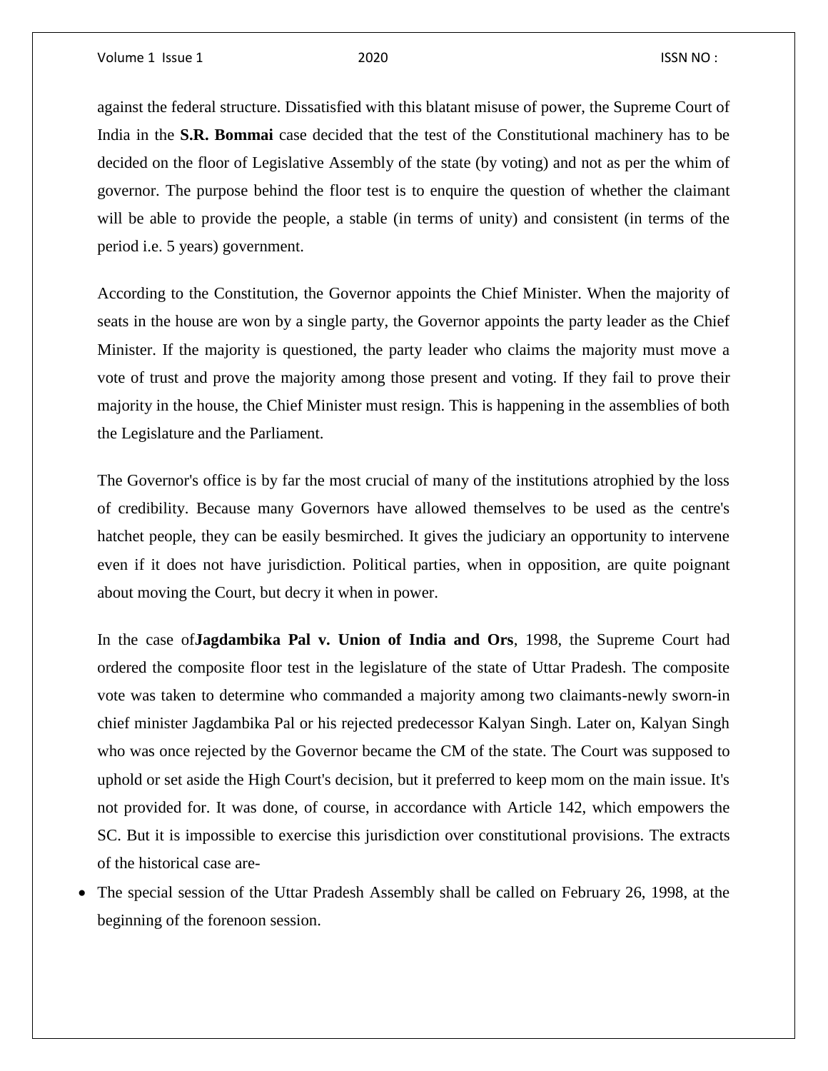against the federal structure. Dissatisfied with this blatant misuse of power, the Supreme Court of India in the **S.R. Bommai** case decided that the test of the Constitutional machinery has to be decided on the floor of Legislative Assembly of the state (by voting) and not as per the whim of governor. The purpose behind the floor test is to enquire the question of whether the claimant will be able to provide the people, a stable (in terms of unity) and consistent (in terms of the period i.e. 5 years) government.

According to the Constitution, the Governor appoints the Chief Minister. When the majority of seats in the house are won by a single party, the Governor appoints the party leader as the Chief Minister. If the majority is questioned, the party leader who claims the majority must move a vote of trust and prove the majority among those present and voting. If they fail to prove their majority in the house, the Chief Minister must resign. This is happening in the assemblies of both the Legislature and the Parliament.

The Governor's office is by far the most crucial of many of the institutions atrophied by the loss of credibility. Because many Governors have allowed themselves to be used as the centre's hatchet people, they can be easily besmirched. It gives the judiciary an opportunity to intervene even if it does not have jurisdiction. Political parties, when in opposition, are quite poignant about moving the Court, but decry it when in power.

In the case of**Jagdambika Pal v. Union of India and Ors**, 1998, the Supreme Court had ordered the composite floor test in the legislature of the state of Uttar Pradesh. The composite vote was taken to determine who commanded a majority among two claimants-newly sworn-in chief minister Jagdambika Pal or his rejected predecessor Kalyan Singh. Later on, Kalyan Singh who was once rejected by the Governor became the CM of the state. The Court was supposed to uphold or set aside the High Court's decision, but it preferred to keep mom on the main issue. It's not provided for. It was done, of course, in accordance with Article 142, which empowers the SC. But it is impossible to exercise this jurisdiction over constitutional provisions. The extracts of the historical case are-

- The special session of the Uttar Pradesh Assembly shall be called on February 26, 1998, at the beginning of the forenoon session.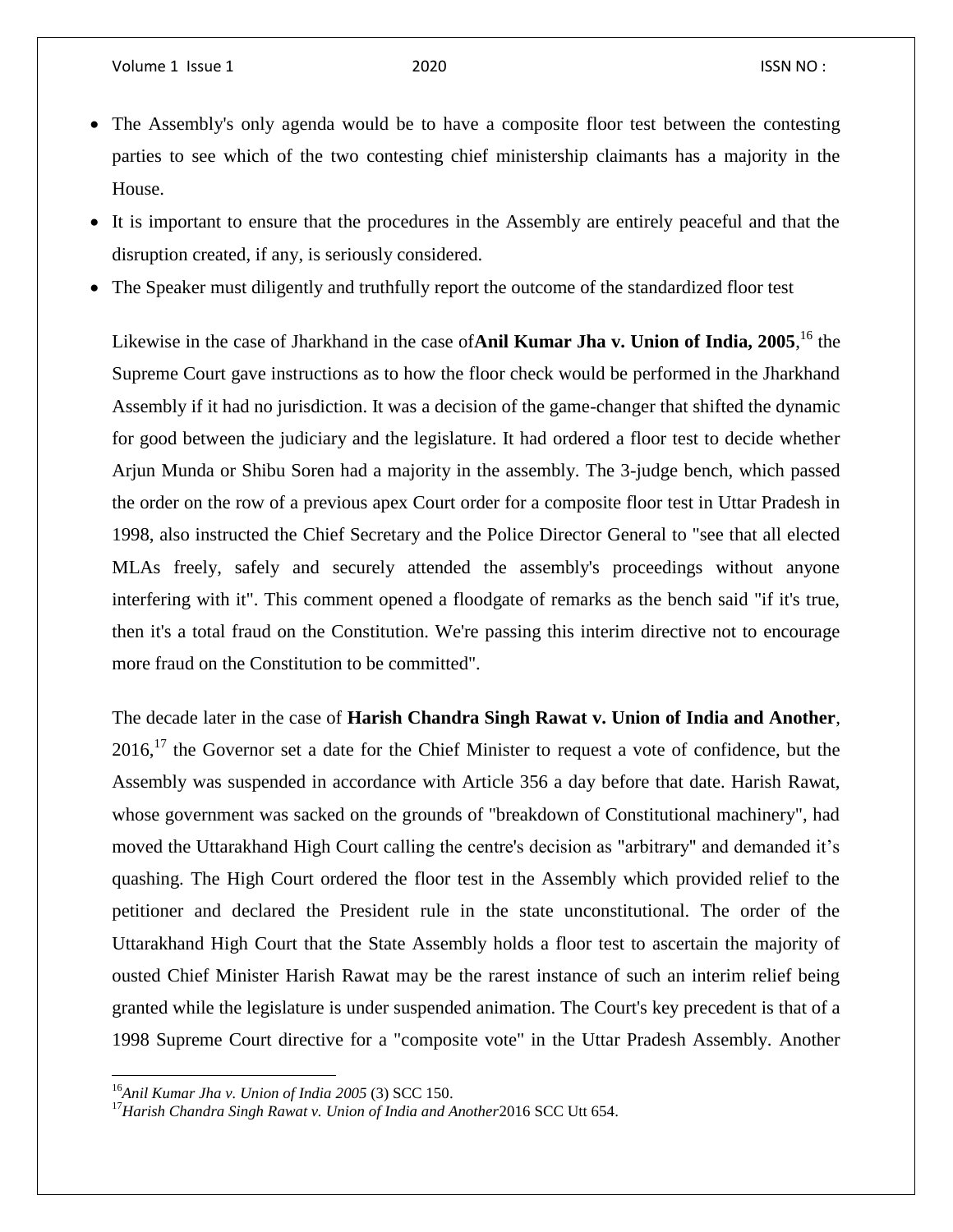- The Assembly's only agenda would be to have a composite floor test between the contesting parties to see which of the two contesting chief ministership claimants has a majority in the House.
- It is important to ensure that the procedures in the Assembly are entirely peaceful and that the disruption created, if any, is seriously considered.
- The Speaker must diligently and truthfully report the outcome of the standardized floor test

Likewise in the case of Jharkhand in the case of**Anil Kumar Jha v. Union of India, 2005**,[16] the Supreme Court gave instructions as to how the floor check would be performed in the Jharkhand Assembly if it had no jurisdiction. It was a decision of the game-changer that shifted the dynamic for good between the judiciary and the legislature. It had ordered a floor test to decide whether Arjun Munda or Shibu Soren had a majority in the assembly. The 3-judge bench, which passed the order on the row of a previous apex Court order for a composite floor test in Uttar Pradesh in 1998, also instructed the Chief Secretary and the Police Director General to "see that all elected MLAs freely, safely and securely attended the assembly's proceedings without anyone interfering with it". This comment opened a floodgate of remarks as the bench said "if it's true, then it's a total fraud on the Constitution. We're passing this interim directive not to encourage more fraud on the Constitution to be committed".

The decade later in the case of **Harish Chandra Singh Rawat v. Union of India and Another**, 2016,[17] the Governor set a date for the Chief Minister to request a vote of confidence, but the Assembly was suspended in accordance with Article 356 a day before that date. Harish Rawat, whose government was sacked on the grounds of "breakdown of Constitutional machinery", had moved the Uttarakhand High Court calling the centre's decision as "arbitrary" and demanded it's quashing. The High Court ordered the floor test in the Assembly which provided relief to the petitioner and declared the President rule in the state unconstitutional. The order of the Uttarakhand High Court that the State Assembly holds a floor test to ascertain the majority of ousted Chief Minister Harish Rawat may be the rarest instance of such an interim relief being granted while the legislature is under suspended animation. The Court's key precedent is that of a 1998 Supreme Court directive for a "composite vote" in the Uttar Pradesh Assembly. Another

[16]*Anil Kumar Jha v. Union of India 2005* (3) SCC 150.

[17]*Harish Chandra Singh Rawat v. Union of India and Another*2016 SCC Utt 654.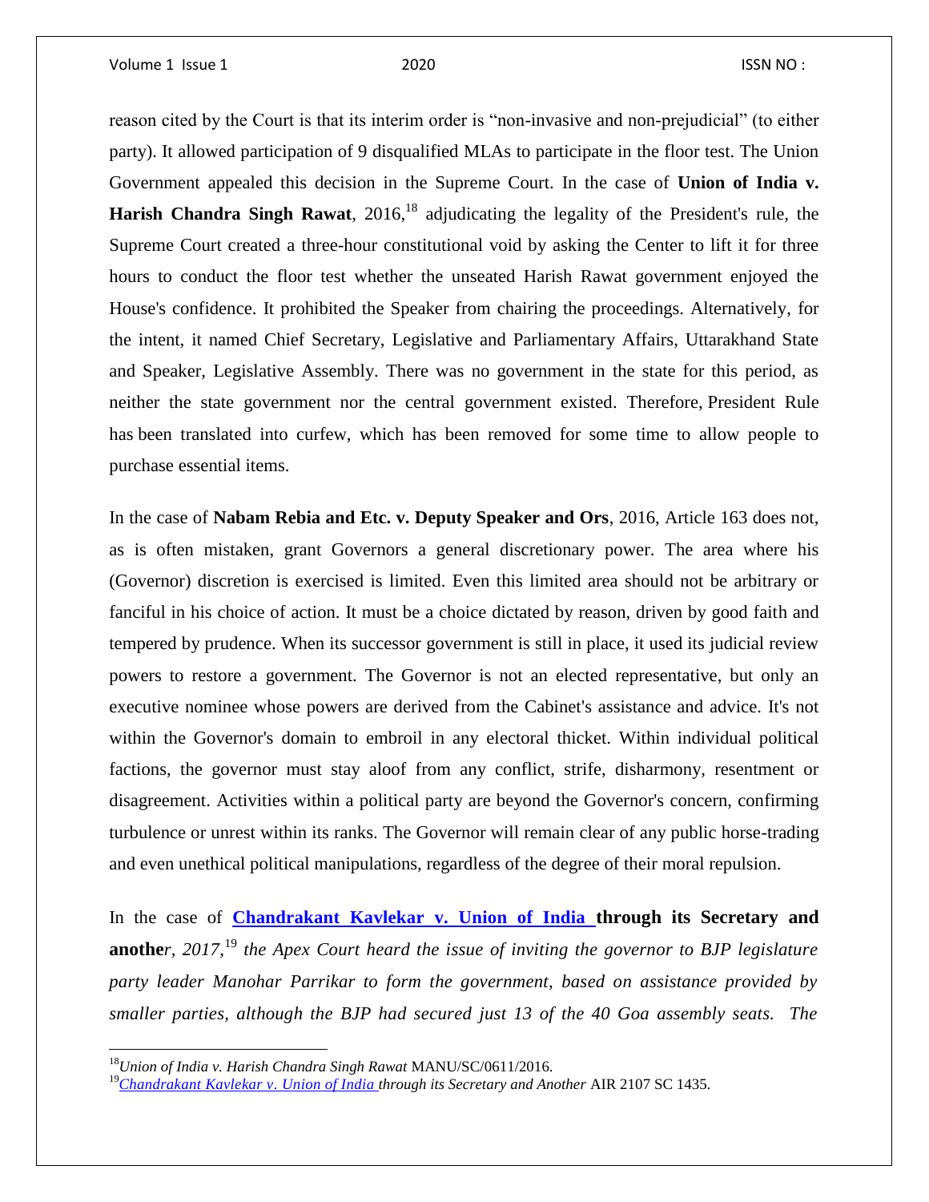reason cited by the Court is that its interim order is "non-invasive and non-prejudicial" (to either party). It allowed participation of 9 disqualified MLAs to participate in the floor test. The Union Government appealed this decision in the Supreme Court. In the case of **Union of India v. Harish Chandra Singh Rawat**, 2016,[18] adjudicating the legality of the President's rule, the Supreme Court created a three-hour constitutional void by asking the Center to lift it for three hours to conduct the floor test whether the unseated Harish Rawat government enjoyed the House's confidence. It prohibited the Speaker from chairing the proceedings. Alternatively, for the intent, it named Chief Secretary, Legislative and Parliamentary Affairs, Uttarakhand State and Speaker, Legislative Assembly. There was no government in the state for this period, as neither the state government nor the central government existed. Therefore, President Rule has been translated into curfew, which has been removed for some time to allow people to purchase essential items.

In the case of **Nabam Rebia and Etc. v. Deputy Speaker and Ors**, 2016, Article 163 does not, as is often mistaken, grant Governors a general discretionary power. The area where his (Governor) discretion is exercised is limited. Even this limited area should not be arbitrary or fanciful in his choice of action. It must be a choice dictated by reason, driven by good faith and tempered by prudence. When its successor government is still in place, it used its judicial review powers to restore a government. The Governor is not an elected representative, but only an executive nominee whose powers are derived from the Cabinet's assistance and advice. It's not within the Governor's domain to embroil in any electoral thicket. Within individual political factions, the governor must stay aloof from any conflict, strife, disharmony, resentment or disagreement. Activities within a political party are beyond the Governor's concern, confirming turbulence or unrest within its ranks. The Governor will remain clear of any public horse-trading and even unethical political manipulations, regardless of the degree of their moral repulsion.

In the case of **Chandrakant Kavlekar v. Union of India through its Secretary and another**, *2017*,[19] *the Apex Court heard the issue of inviting the governor to BJP legislature party leader Manohar Parrikar to form the government, based on assistance provided by smaller parties, although the BJP had secured just 13 of the 40 Goa assembly seats. The*

---

[18] *Union of India v. Harish Chandra Singh Rawat* MANU/SC/0611/2016.

[19] *Chandrakant Kavlekar v. Union of India through its Secretary and Another* AIR 2107 SC 1435.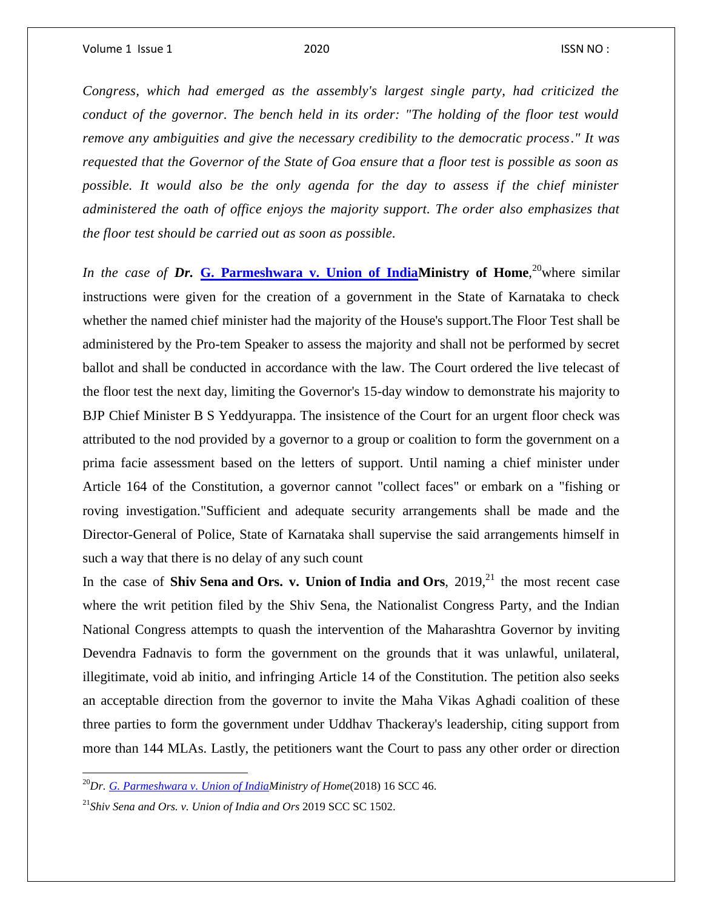*Congress, which had emerged as the assembly's largest single party, had criticized the conduct of the governor. The bench held in its order: "The holding of the floor test would remove any ambiguities and give the necessary credibility to the democratic process." It was requested that the Governor of the State of Goa ensure that a floor test is possible as soon as possible. It would also be the only agenda for the day to assess if the chief minister administered the oath of office enjoys the majority support. The order also emphasizes that the floor test should be carried out as soon as possible.*

*In the case of* ***Dr.*** **G. Parmeshwara v. Union of IndiaMinistry of Home**,[20]where similar instructions were given for the creation of a government in the State of Karnataka to check whether the named chief minister had the majority of the House's support.The Floor Test shall be administered by the Pro-tem Speaker to assess the majority and shall not be performed by secret ballot and shall be conducted in accordance with the law. The Court ordered the live telecast of the floor test the next day, limiting the Governor's 15-day window to demonstrate his majority to BJP Chief Minister B S Yeddyurappa. The insistence of the Court for an urgent floor check was attributed to the nod provided by a governor to a group or coalition to form the government on a prima facie assessment based on the letters of support. Until naming a chief minister under Article 164 of the Constitution, a governor cannot "collect faces" or embark on a "fishing or roving investigation."Sufficient and adequate security arrangements shall be made and the Director-General of Police, State of Karnataka shall supervise the said arrangements himself in such a way that there is no delay of any such count

In the case of **Shiv Sena and Ors. v. Union of India and Ors**, 2019,[21] the most recent case where the writ petition filed by the Shiv Sena, the Nationalist Congress Party, and the Indian National Congress attempts to quash the intervention of the Maharashtra Governor by inviting Devendra Fadnavis to form the government on the grounds that it was unlawful, unilateral, illegitimate, void ab initio, and infringing Article 14 of the Constitution. The petition also seeks an acceptable direction from the governor to invite the Maha Vikas Aghadi coalition of these three parties to form the government under Uddhav Thackeray's leadership, citing support from more than 144 MLAs. Lastly, the petitioners want the Court to pass any other order or direction

---

[20] *Dr. G. Parmeshwara v. Union of IndiaMinistry of Home*(2018) 16 SCC 46.

[21] *Shiv Sena and Ors. v. Union of India and Ors* 2019 SCC SC 1502.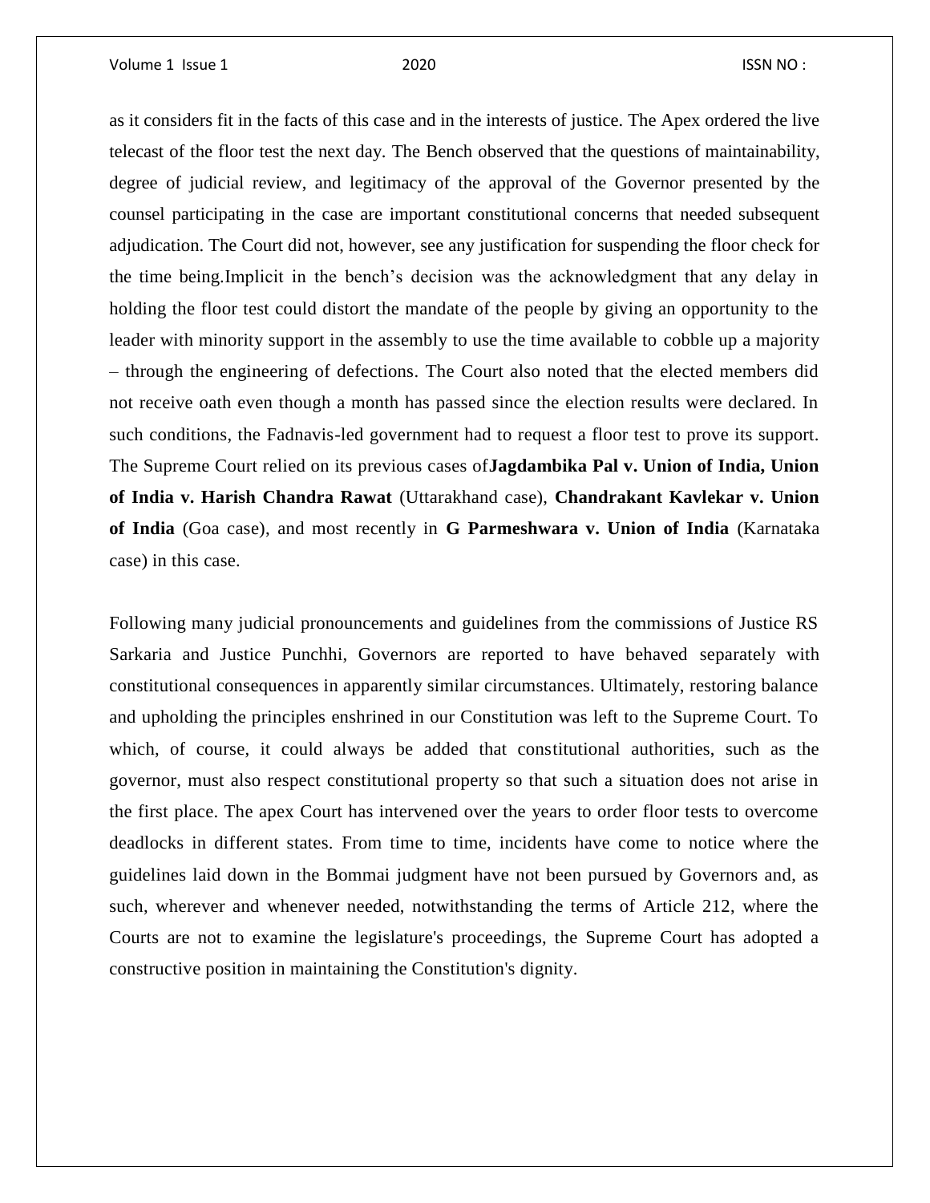as it considers fit in the facts of this case and in the interests of justice. The Apex ordered the live telecast of the floor test the next day. The Bench observed that the questions of maintainability, degree of judicial review, and legitimacy of the approval of the Governor presented by the counsel participating in the case are important constitutional concerns that needed subsequent adjudication. The Court did not, however, see any justification for suspending the floor check for the time being.Implicit in the bench's decision was the acknowledgment that any delay in holding the floor test could distort the mandate of the people by giving an opportunity to the leader with minority support in the assembly to use the time available to cobble up a majority – through the engineering of defections. The Court also noted that the elected members did not receive oath even though a month has passed since the election results were declared. In such conditions, the Fadnavis-led government had to request a floor test to prove its support. The Supreme Court relied on its previous cases of**Jagdambika Pal v. Union of India, Union of India v. Harish Chandra Rawat** (Uttarakhand case), **Chandrakant Kavlekar v. Union of India** (Goa case), and most recently in **G Parmeshwara v. Union of India** (Karnataka case) in this case.

Following many judicial pronouncements and guidelines from the commissions of Justice RS Sarkaria and Justice Punchhi, Governors are reported to have behaved separately with constitutional consequences in apparently similar circumstances. Ultimately, restoring balance and upholding the principles enshrined in our Constitution was left to the Supreme Court. To which, of course, it could always be added that constitutional authorities, such as the governor, must also respect constitutional property so that such a situation does not arise in the first place. The apex Court has intervened over the years to order floor tests to overcome deadlocks in different states. From time to time, incidents have come to notice where the guidelines laid down in the Bommai judgment have not been pursued by Governors and, as such, wherever and whenever needed, notwithstanding the terms of Article 212, where the Courts are not to examine the legislature's proceedings, the Supreme Court has adopted a constructive position in maintaining the Constitution's dignity.